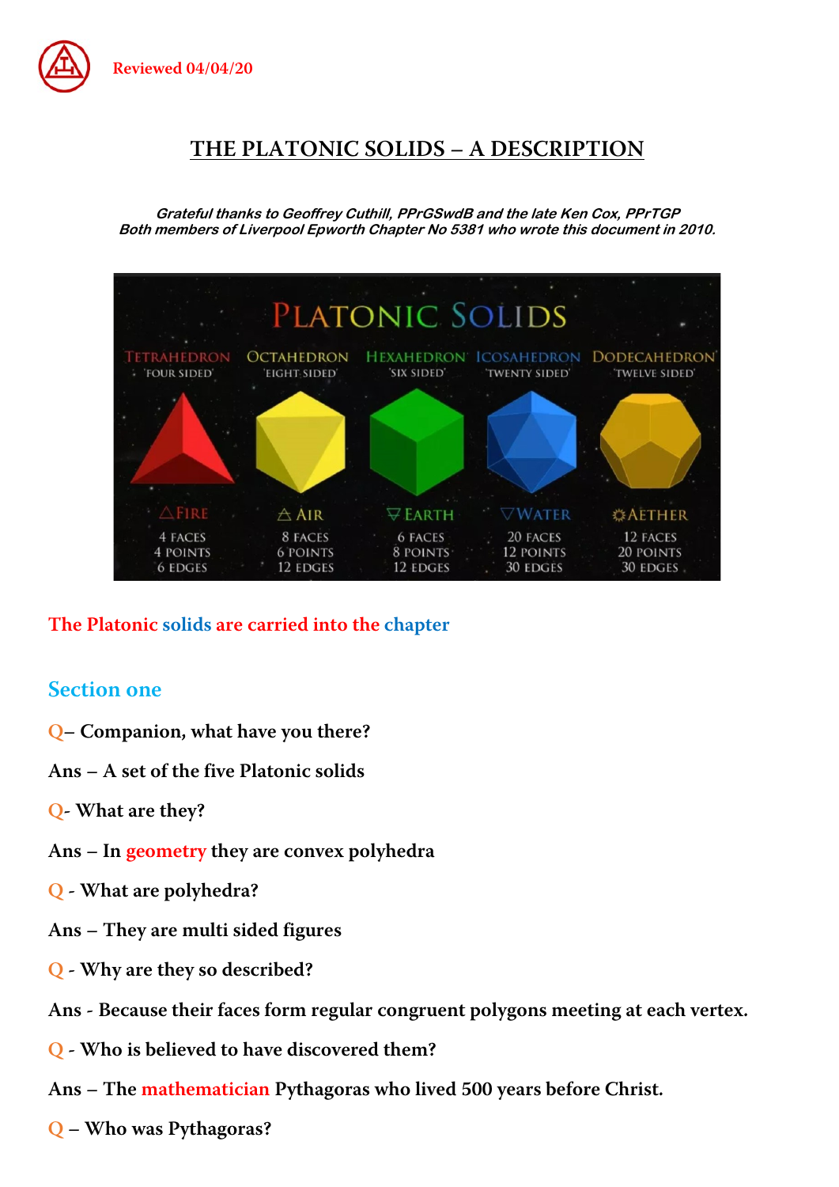Reviewed 04/04/20

# THE PLATONIC SOLIDS – A DESCRIPTION

***Grateful thanks to Geoffrey Cuthill, PPrGSwdB and the late Ken Cox, PPrTGP***
***Both members of Liverpool Epworth Chapter No 5381 who wrote this document in 2010.***

PLATONIC SOLIDS

TETRAHEDRON 'FOUR SIDED'
FIRE
4 FACES
4 POINTS
6 EDGES

OCTAHEDRON 'EIGHT SIDED'
AIR
8 FACES
6 POINTS
12 EDGES

HEXAHEDRON 'SIX SIDED'
EARTH
6 FACES
8 POINTS
12 EDGES

ICOSAHEDRON 'TWENTY SIDED'
WATER
20 FACES
12 POINTS
30 EDGES

DODECAHEDRON 'TWELVE SIDED'
AETHER
12 FACES
20 POINTS
30 EDGES

**The Platonic solids are carried into the chapter**

## Section one

**Q– Companion, what have you there?**

**Ans – A set of the five Platonic solids**

**Q- What are they?**

**Ans – In geometry they are convex polyhedra**

**Q - What are polyhedra?**

**Ans – They are multi sided figures**

**Q - Why are they so described?**

**Ans - Because their faces form regular congruent polygons meeting at each vertex.**

**Q - Who is believed to have discovered them?**

**Ans – The mathematician Pythagoras who lived 500 years before Christ.**

**Q – Who was Pythagoras?**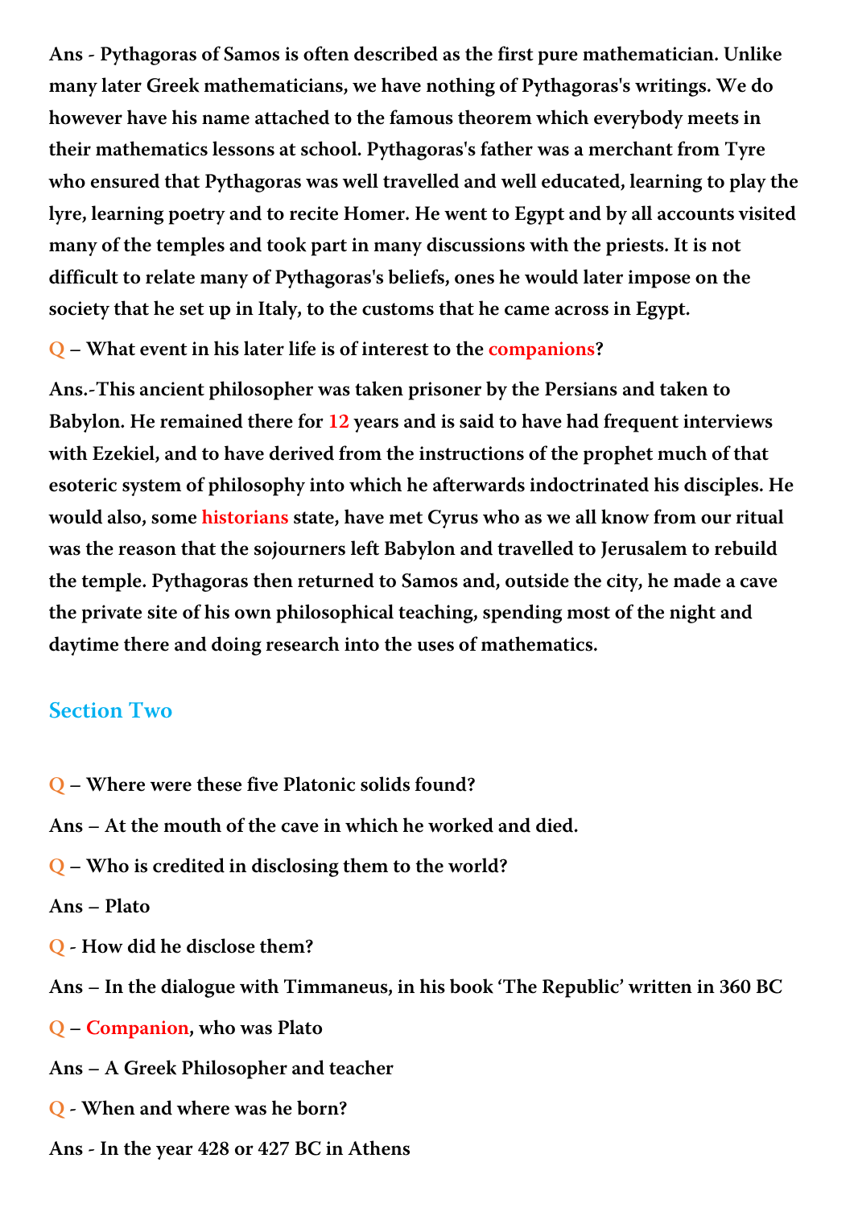**Ans - Pythagoras of Samos is often described as the first pure mathematician. Unlike many later Greek mathematicians, we have nothing of Pythagoras's writings. We do however have his name attached to the famous theorem which everybody meets in their mathematics lessons at school. Pythagoras's father was a merchant from Tyre who ensured that Pythagoras was well travelled and well educated, learning to play the lyre, learning poetry and to recite Homer. He went to Egypt and by all accounts visited many of the temples and took part in many discussions with the priests. It is not difficult to relate many of Pythagoras's beliefs, ones he would later impose on the society that he set up in Italy, to the customs that he came across in Egypt.**

**Q – What event in his later life is of interest to the companions?**

**Ans.-This ancient philosopher was taken prisoner by the Persians and taken to Babylon. He remained there for 12 years and is said to have had frequent interviews with Ezekiel, and to have derived from the instructions of the prophet much of that esoteric system of philosophy into which he afterwards indoctrinated his disciples. He would also, some historians state, have met Cyrus who as we all know from our ritual was the reason that the sojourners left Babylon and travelled to Jerusalem to rebuild the temple. Pythagoras then returned to Samos and, outside the city, he made a cave the private site of his own philosophical teaching, spending most of the night and daytime there and doing research into the uses of mathematics.**

## Section Two

**Q – Where were these five Platonic solids found?**

**Ans – At the mouth of the cave in which he worked and died.**

**Q – Who is credited in disclosing them to the world?**

**Ans – Plato**

**Q - How did he disclose them?**

**Ans – In the dialogue with Timmaneus, in his book 'The Republic' written in 360 BC**

**Q – Companion, who was Plato**

**Ans – A Greek Philosopher and teacher**

**Q - When and where was he born?**

**Ans - In the year 428 or 427 BC in Athens**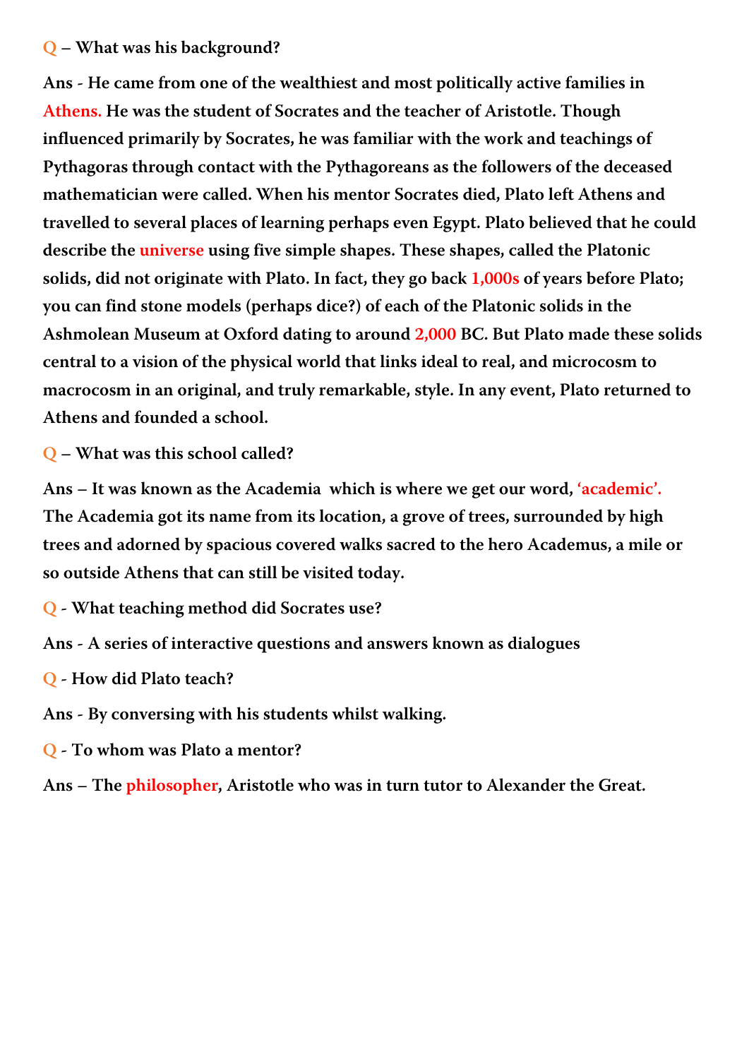**Q – What was his background?**

**Ans - He came from one of the wealthiest and most politically active families in Athens. He was the student of Socrates and the teacher of Aristotle. Though influenced primarily by Socrates, he was familiar with the work and teachings of Pythagoras through contact with the Pythagoreans as the followers of the deceased mathematician were called. When his mentor Socrates died, Plato left Athens and travelled to several places of learning perhaps even Egypt. Plato believed that he could describe the universe using five simple shapes. These shapes, called the Platonic solids, did not originate with Plato. In fact, they go back 1,000s of years before Plato; you can find stone models (perhaps dice?) of each of the Platonic solids in the Ashmolean Museum at Oxford dating to around 2,000 BC. But Plato made these solids central to a vision of the physical world that links ideal to real, and microcosm to macrocosm in an original, and truly remarkable, style. In any event, Plato returned to Athens and founded a school.**

**Q – What was this school called?**

**Ans – It was known as the Academia which is where we get our word, 'academic'. The Academia got its name from its location, a grove of trees, surrounded by high trees and adorned by spacious covered walks sacred to the hero Academus, a mile or so outside Athens that can still be visited today.**

**Q - What teaching method did Socrates use?**

**Ans - A series of interactive questions and answers known as dialogues**

**Q - How did Plato teach?**

**Ans - By conversing with his students whilst walking.**

**Q - To whom was Plato a mentor?**

**Ans – The philosopher, Aristotle who was in turn tutor to Alexander the Great.**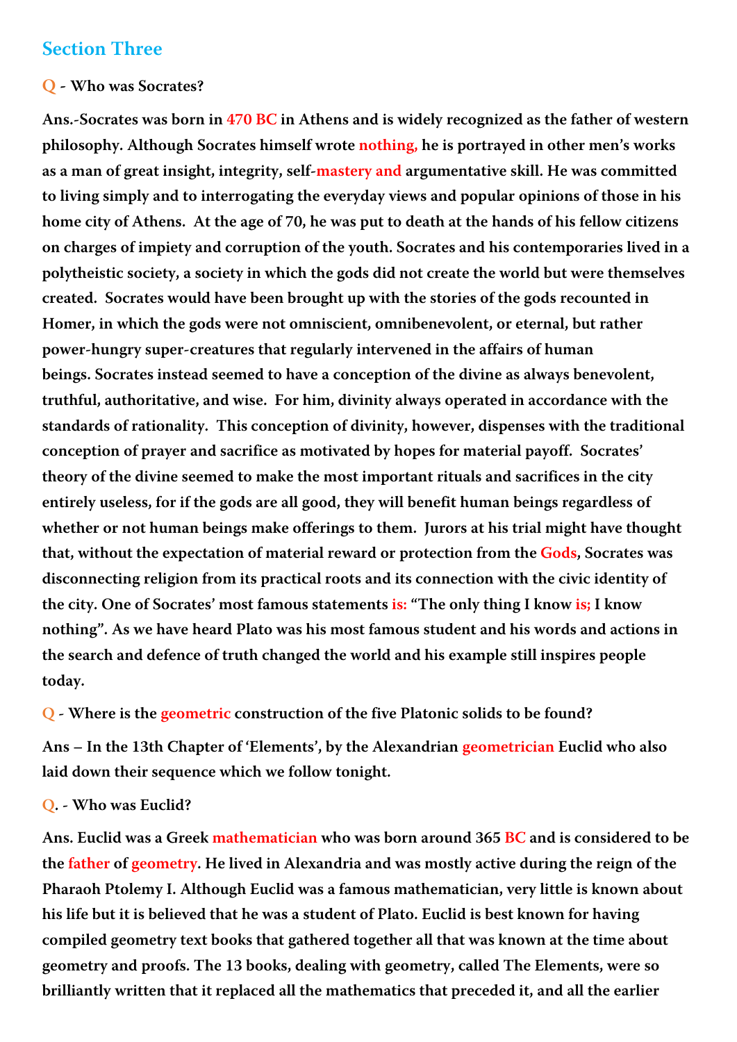## Section Three

**Q - Who was Socrates?**

**Ans.-Socrates was born in 470 BC in Athens and is widely recognized as the father of western philosophy. Although Socrates himself wrote nothing, he is portrayed in other men's works as a man of great insight, integrity, self-mastery and argumentative skill. He was committed to living simply and to interrogating the everyday views and popular opinions of those in his home city of Athens. At the age of 70, he was put to death at the hands of his fellow citizens on charges of impiety and corruption of the youth. Socrates and his contemporaries lived in a polytheistic society, a society in which the gods did not create the world but were themselves created. Socrates would have been brought up with the stories of the gods recounted in Homer, in which the gods were not omniscient, omnibenevolent, or eternal, but rather power-hungry super-creatures that regularly intervened in the affairs of human beings. Socrates instead seemed to have a conception of the divine as always benevolent, truthful, authoritative, and wise. For him, divinity always operated in accordance with the standards of rationality. This conception of divinity, however, dispenses with the traditional conception of prayer and sacrifice as motivated by hopes for material payoff. Socrates' theory of the divine seemed to make the most important rituals and sacrifices in the city entirely useless, for if the gods are all good, they will benefit human beings regardless of whether or not human beings make offerings to them. Jurors at his trial might have thought that, without the expectation of material reward or protection from the Gods, Socrates was disconnecting religion from its practical roots and its connection with the civic identity of the city. One of Socrates' most famous statements is: "The only thing I know is; I know nothing". As we have heard Plato was his most famous student and his words and actions in the search and defence of truth changed the world and his example still inspires people today.**

**Q - Where is the geometric construction of the five Platonic solids to be found?**

**Ans – In the 13th Chapter of 'Elements', by the Alexandrian geometrician Euclid who also laid down their sequence which we follow tonight.**

**Q. - Who was Euclid?**

**Ans. Euclid was a Greek mathematician who was born around 365 BC and is considered to be the father of geometry. He lived in Alexandria and was mostly active during the reign of the Pharaoh Ptolemy I. Although Euclid was a famous mathematician, very little is known about his life but it is believed that he was a student of Plato. Euclid is best known for having compiled geometry text books that gathered together all that was known at the time about geometry and proofs. The 13 books, dealing with geometry, called The Elements, were so brilliantly written that it replaced all the mathematics that preceded it, and all the earlier**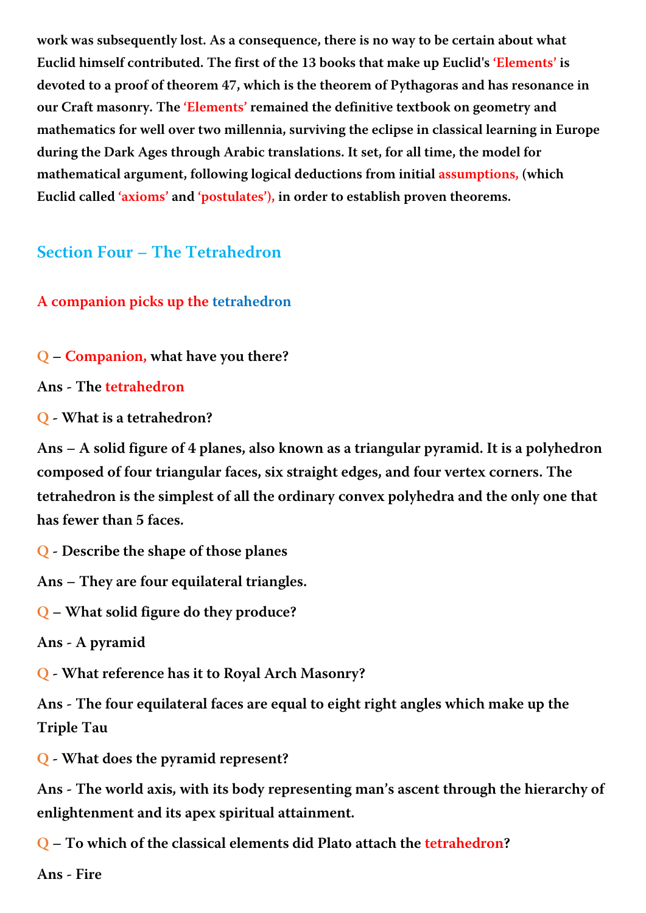**work was subsequently lost. As a consequence, there is no way to be certain about what Euclid himself contributed. The first of the 13 books that make up Euclid's 'Elements' is devoted to a proof of theorem 47, which is the theorem of Pythagoras and has resonance in our Craft masonry. The 'Elements' remained the definitive textbook on geometry and mathematics for well over two millennia, surviving the eclipse in classical learning in Europe during the Dark Ages through Arabic translations. It set, for all time, the model for mathematical argument, following logical deductions from initial assumptions, (which Euclid called 'axioms' and 'postulates'), in order to establish proven theorems.**

## Section Four – The Tetrahedron

**A companion picks up the tetrahedron**

**Q – Companion, what have you there?**

**Ans - The tetrahedron**

**Q - What is a tetrahedron?**

**Ans – A solid figure of 4 planes, also known as a triangular pyramid. It is a polyhedron composed of four triangular faces, six straight edges, and four vertex corners. The tetrahedron is the simplest of all the ordinary convex polyhedra and the only one that has fewer than 5 faces.**

**Q - Describe the shape of those planes**

**Ans – They are four equilateral triangles.**

**Q – What solid figure do they produce?**

**Ans - A pyramid**

**Q - What reference has it to Royal Arch Masonry?**

**Ans - The four equilateral faces are equal to eight right angles which make up the Triple Tau**

**Q - What does the pyramid represent?**

**Ans - The world axis, with its body representing man's ascent through the hierarchy of enlightenment and its apex spiritual attainment.**

**Q – To which of the classical elements did Plato attach the tetrahedron?**

**Ans - Fire**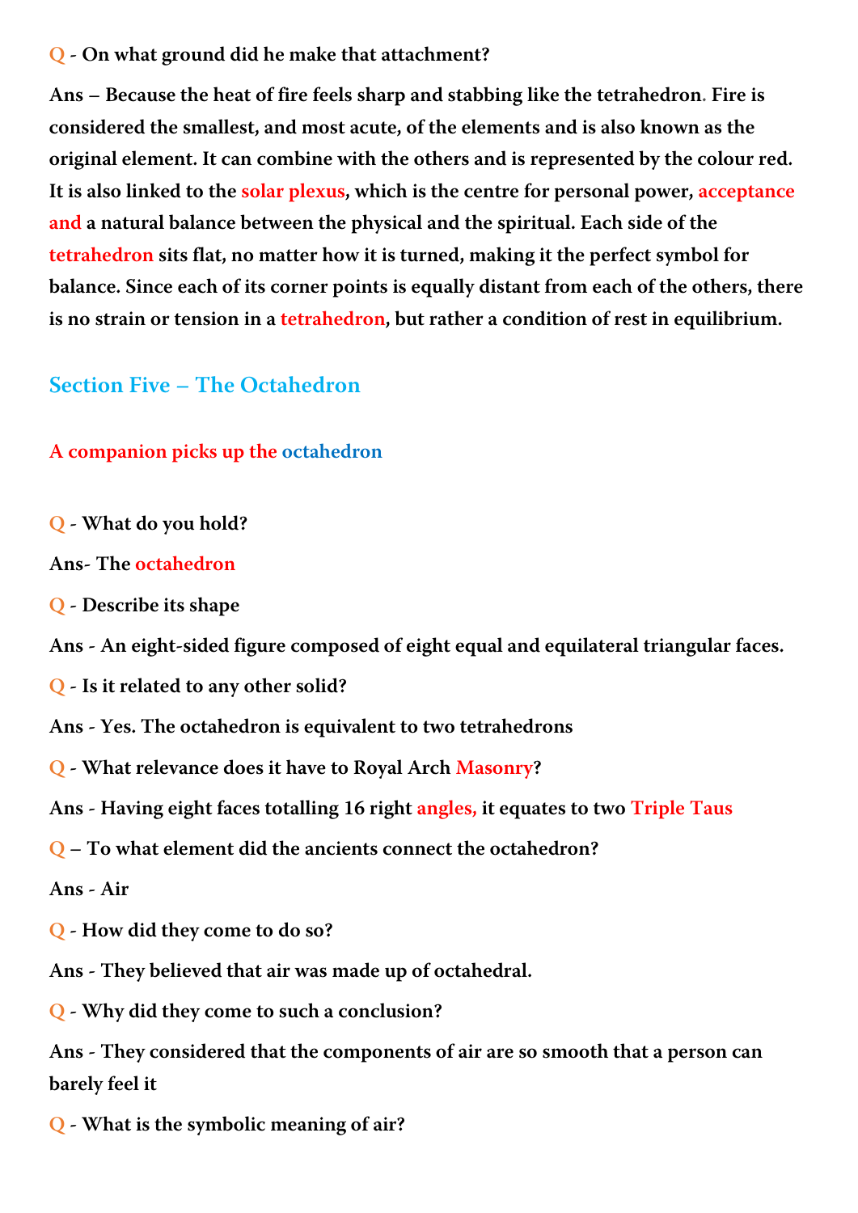**Q - On what ground did he make that attachment?**

**Ans – Because the heat of fire feels sharp and stabbing like the tetrahedron. Fire is considered the smallest, and most acute, of the elements and is also known as the original element. It can combine with the others and is represented by the colour red. It is also linked to the solar plexus, which is the centre for personal power, acceptance and a natural balance between the physical and the spiritual. Each side of the tetrahedron sits flat, no matter how it is turned, making it the perfect symbol for balance. Since each of its corner points is equally distant from each of the others, there is no strain or tension in a tetrahedron, but rather a condition of rest in equilibrium.**

## Section Five – The Octahedron

**A companion picks up the octahedron**

**Q - What do you hold?**

**Ans- The octahedron**

**Q - Describe its shape**

**Ans - An eight-sided figure composed of eight equal and equilateral triangular faces.**

**Q - Is it related to any other solid?**

**Ans - Yes. The octahedron is equivalent to two tetrahedrons**

**Q - What relevance does it have to Royal Arch Masonry?**

**Ans - Having eight faces totalling 16 right angles, it equates to two Triple Taus**

**Q – To what element did the ancients connect the octahedron?**

**Ans - Air**

**Q - How did they come to do so?**

**Ans - They believed that air was made up of octahedral.**

**Q - Why did they come to such a conclusion?**

**Ans - They considered that the components of air are so smooth that a person can barely feel it**

**Q - What is the symbolic meaning of air?**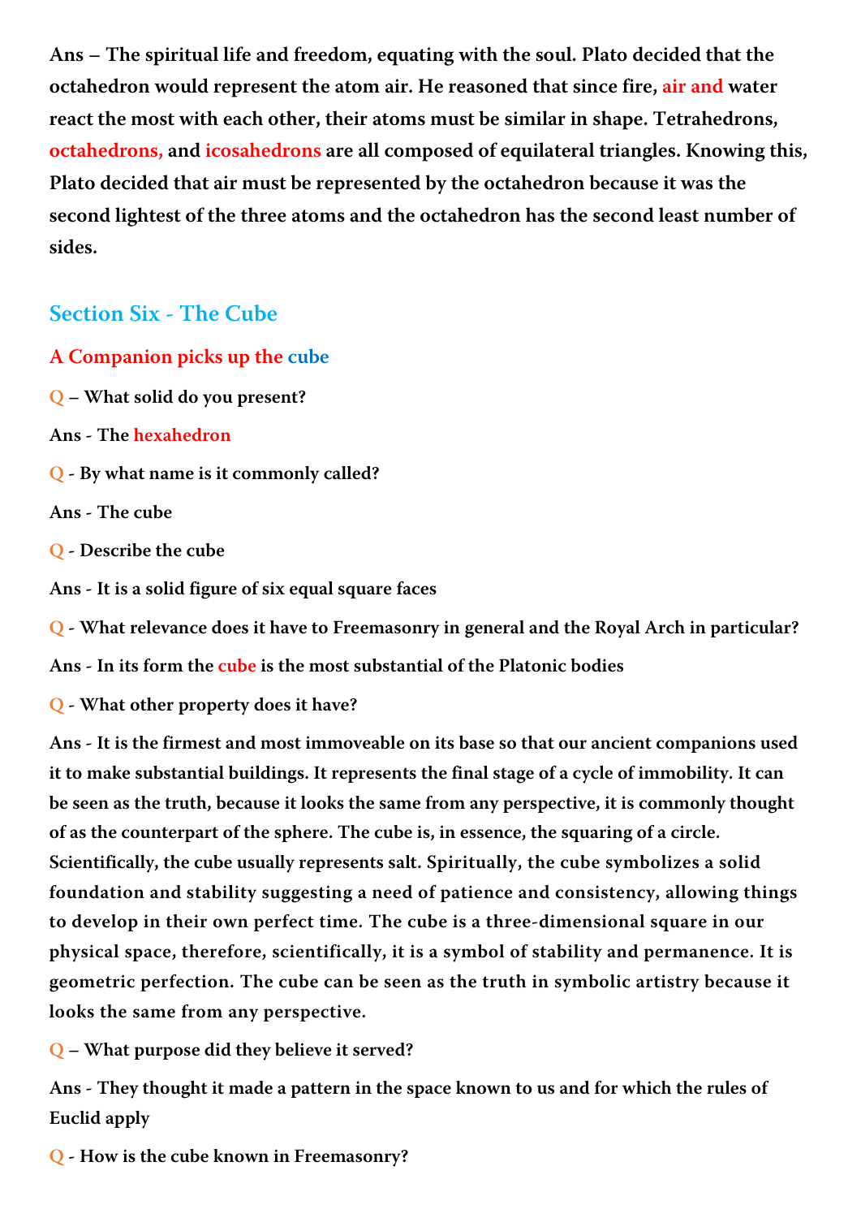**Ans – The spiritual life and freedom, equating with the soul. Plato decided that the octahedron would represent the atom air. He reasoned that since fire, air and water react the most with each other, their atoms must be similar in shape. Tetrahedrons, octahedrons, and icosahedrons are all composed of equilateral triangles. Knowing this, Plato decided that air must be represented by the octahedron because it was the second lightest of the three atoms and the octahedron has the second least number of sides.**

## Section Six - The Cube

**A Companion picks up the cube**

**Q – What solid do you present?**

**Ans - The hexahedron**

**Q - By what name is it commonly called?**

**Ans - The cube**

**Q - Describe the cube**

**Ans - It is a solid figure of six equal square faces**

**Q - What relevance does it have to Freemasonry in general and the Royal Arch in particular?**

**Ans - In its form the cube is the most substantial of the Platonic bodies**

**Q - What other property does it have?**

**Ans - It is the firmest and most immoveable on its base so that our ancient companions used it to make substantial buildings. It represents the final stage of a cycle of immobility. It can be seen as the truth, because it looks the same from any perspective, it is commonly thought of as the counterpart of the sphere. The cube is, in essence, the squaring of a circle. Scientifically, the cube usually represents salt. Spiritually, the cube symbolizes a solid foundation and stability suggesting a need of patience and consistency, allowing things to develop in their own perfect time. The cube is a three-dimensional square in our physical space, therefore, scientifically, it is a symbol of stability and permanence. It is geometric perfection. The cube can be seen as the truth in symbolic artistry because it looks the same from any perspective.**

**Q – What purpose did they believe it served?**

**Ans - They thought it made a pattern in the space known to us and for which the rules of Euclid apply**

**Q - How is the cube known in Freemasonry?**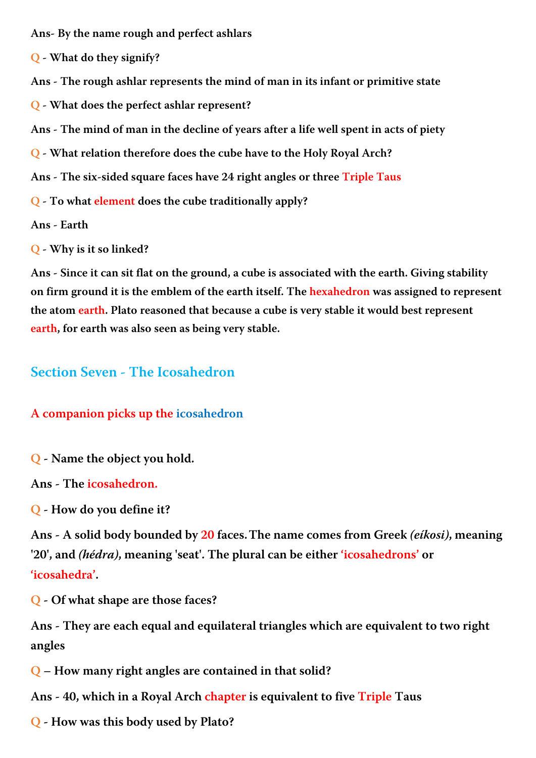**Ans- By the name rough and perfect ashlars**

**Q - What do they signify?**

**Ans - The rough ashlar represents the mind of man in its infant or primitive state**

**Q - What does the perfect ashlar represent?**

**Ans - The mind of man in the decline of years after a life well spent in acts of piety**

**Q - What relation therefore does the cube have to the Holy Royal Arch?**

**Ans - The six-sided square faces have 24 right angles or three Triple Taus**

**Q - To what element does the cube traditionally apply?**

**Ans - Earth**

**Q - Why is it so linked?**

**Ans - Since it can sit flat on the ground, a cube is associated with the earth. Giving stability on firm ground it is the emblem of the earth itself. The hexahedron was assigned to represent the atom earth. Plato reasoned that because a cube is very stable it would best represent earth, for earth was also seen as being very stable.**

## Section Seven - The Icosahedron

**A companion picks up the icosahedron**

**Q - Name the object you hold.**

**Ans - The icosahedron.**

**Q - How do you define it?**

**Ans - A solid body bounded by 20 faces. The name comes from Greek *(eíkosi)*, meaning '20', and *(hédra)*, meaning 'seat'. The plural can be either 'icosahedrons' or 'icosahedra'.**

**Q - Of what shape are those faces?**

**Ans - They are each equal and equilateral triangles which are equivalent to two right angles**

**Q – How many right angles are contained in that solid?**

**Ans - 40, which in a Royal Arch chapter is equivalent to five Triple Taus**

**Q - How was this body used by Plato?**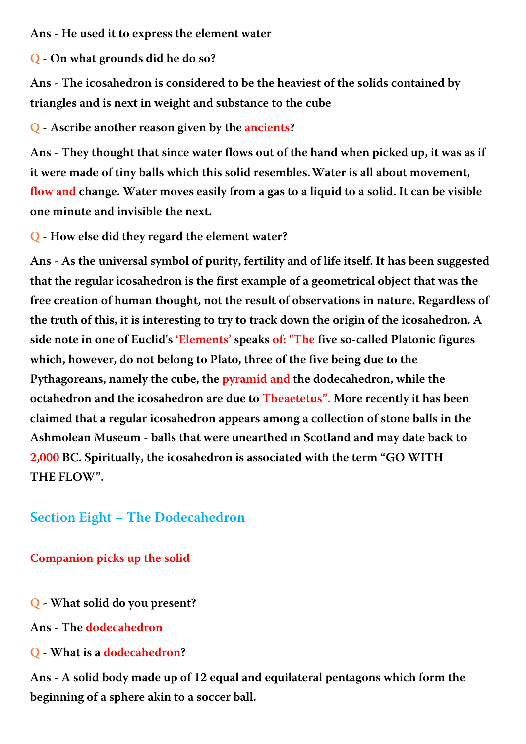**Ans - He used it to express the element water**

**Q - On what grounds did he do so?**

**Ans - The icosahedron is considered to be the heaviest of the solids contained by triangles and is next in weight and substance to the cube**

**Q - Ascribe another reason given by the ancients?**

**Ans - They thought that since water flows out of the hand when picked up, it was as if it were made of tiny balls which this solid resembles. Water is all about movement, flow and change. Water moves easily from a gas to a liquid to a solid. It can be visible one minute and invisible the next.**

**Q - How else did they regard the element water?**

**Ans - As the universal symbol of purity, fertility and of life itself. It has been suggested that the regular icosahedron is the first example of a geometrical object that was the free creation of human thought, not the result of observations in nature. Regardless of the truth of this, it is interesting to try to track down the origin of the icosahedron. A side note in one of Euclid's 'Elements' speaks of: "The five so-called Platonic figures which, however, do not belong to Plato, three of the five being due to the Pythagoreans, namely the cube, the pyramid and the dodecahedron, while the octahedron and the icosahedron are due to Theaetetus". More recently it has been claimed that a regular icosahedron appears among a collection of stone balls in the Ashmolean Museum - balls that were unearthed in Scotland and may date back to 2,000 BC. Spiritually, the icosahedron is associated with the term "GO WITH THE FLOW".**

## Section Eight – The Dodecahedron

**Companion picks up the solid**

**Q - What solid do you present?**

**Ans - The dodecahedron**

**Q - What is a dodecahedron?**

**Ans - A solid body made up of 12 equal and equilateral pentagons which form the beginning of a sphere akin to a soccer ball.**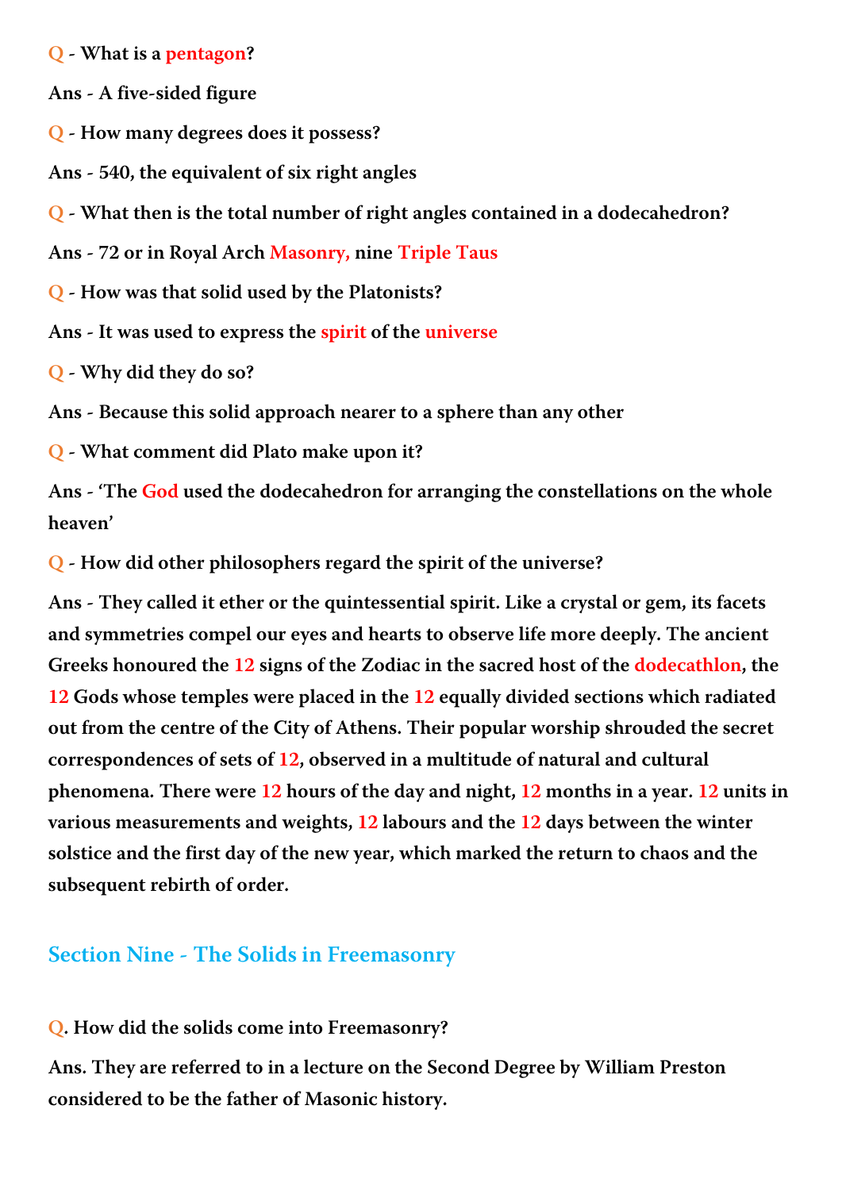**Q - What is a pentagon?**

**Ans - A five-sided figure**

**Q - How many degrees does it possess?**

**Ans - 540, the equivalent of six right angles**

**Q - What then is the total number of right angles contained in a dodecahedron?**

**Ans - 72 or in Royal Arch Masonry, nine Triple Taus**

**Q - How was that solid used by the Platonists?**

**Ans - It was used to express the spirit of the universe**

**Q - Why did they do so?**

**Ans - Because this solid approach nearer to a sphere than any other**

**Q - What comment did Plato make upon it?**

**Ans - 'The God used the dodecahedron for arranging the constellations on the whole heaven'**

**Q - How did other philosophers regard the spirit of the universe?**

**Ans - They called it ether or the quintessential spirit. Like a crystal or gem, its facets and symmetries compel our eyes and hearts to observe life more deeply. The ancient Greeks honoured the 12 signs of the Zodiac in the sacred host of the dodecathlon, the 12 Gods whose temples were placed in the 12 equally divided sections which radiated out from the centre of the City of Athens. Their popular worship shrouded the secret correspondences of sets of 12, observed in a multitude of natural and cultural phenomena. There were 12 hours of the day and night, 12 months in a year. 12 units in various measurements and weights, 12 labours and the 12 days between the winter solstice and the first day of the new year, which marked the return to chaos and the subsequent rebirth of order.**

## Section Nine - The Solids in Freemasonry

**Q. How did the solids come into Freemasonry?**

**Ans. They are referred to in a lecture on the Second Degree by William Preston considered to be the father of Masonic history.**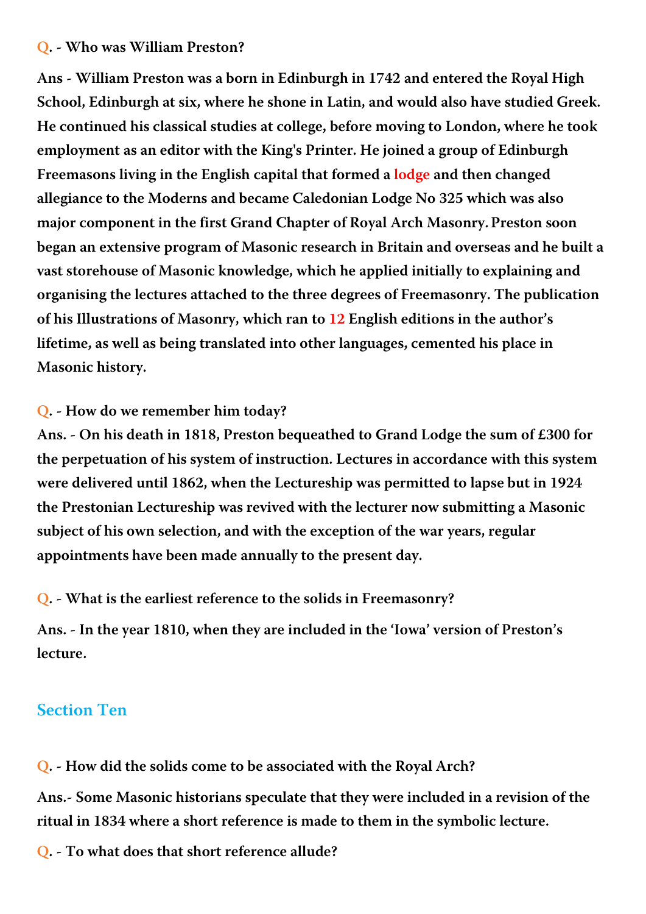**Q. - Who was William Preston?**

**Ans - William Preston was a born in Edinburgh in 1742 and entered the Royal High School, Edinburgh at six, where he shone in Latin, and would also have studied Greek. He continued his classical studies at college, before moving to London, where he took employment as an editor with the King's Printer. He joined a group of Edinburgh Freemasons living in the English capital that formed a lodge and then changed allegiance to the Moderns and became Caledonian Lodge No 325 which was also major component in the first Grand Chapter of Royal Arch Masonry. Preston soon began an extensive program of Masonic research in Britain and overseas and he built a vast storehouse of Masonic knowledge, which he applied initially to explaining and organising the lectures attached to the three degrees of Freemasonry. The publication of his Illustrations of Masonry, which ran to 12 English editions in the author's lifetime, as well as being translated into other languages, cemented his place in Masonic history.**

**Q. - How do we remember him today?**

**Ans. - On his death in 1818, Preston bequeathed to Grand Lodge the sum of £300 for the perpetuation of his system of instruction. Lectures in accordance with this system were delivered until 1862, when the Lectureship was permitted to lapse but in 1924 the Prestonian Lectureship was revived with the lecturer now submitting a Masonic subject of his own selection, and with the exception of the war years, regular appointments have been made annually to the present day.**

**Q. - What is the earliest reference to the solids in Freemasonry?**

**Ans. - In the year 1810, when they are included in the 'Iowa' version of Preston's lecture.**

## Section Ten

**Q. - How did the solids come to be associated with the Royal Arch?**

**Ans.- Some Masonic historians speculate that they were included in a revision of the ritual in 1834 where a short reference is made to them in the symbolic lecture.**

**Q. - To what does that short reference allude?**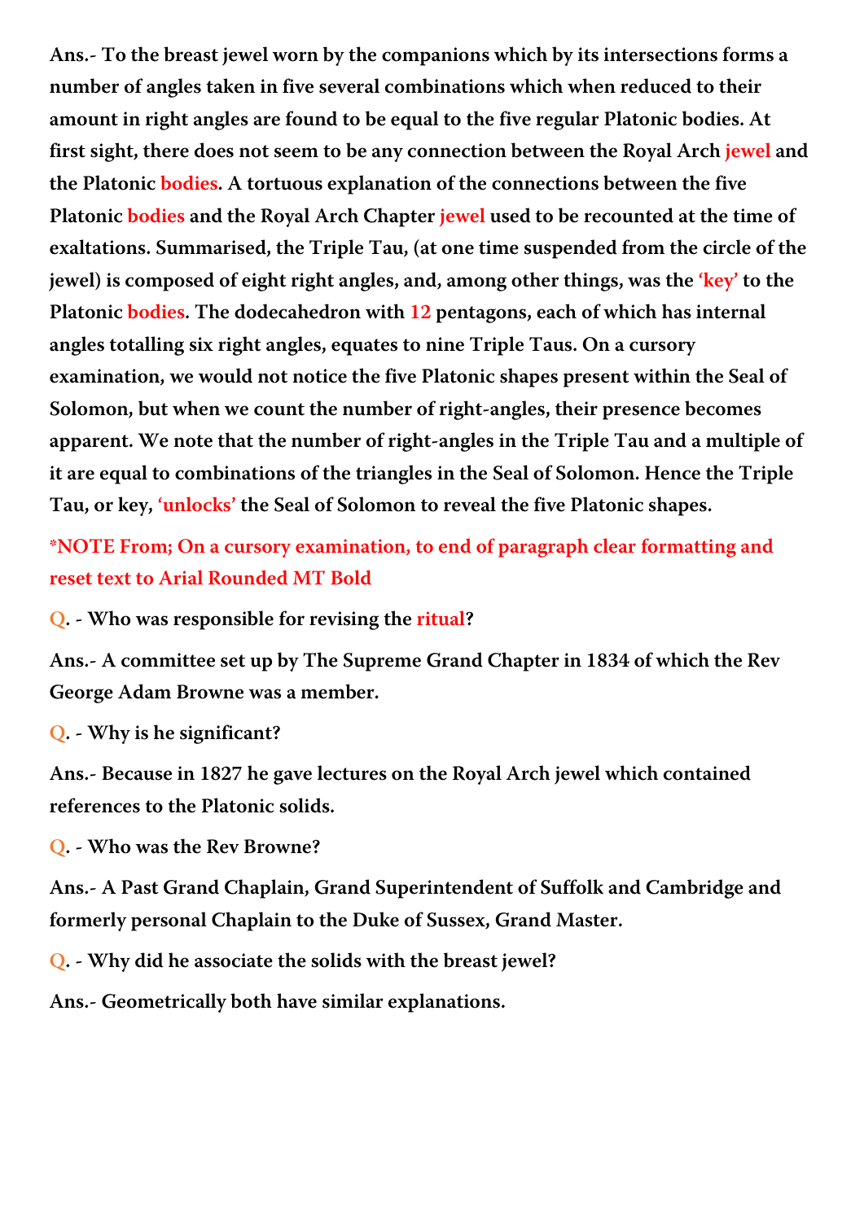**Ans.- To the breast jewel worn by the companions which by its intersections forms a number of angles taken in five several combinations which when reduced to their amount in right angles are found to be equal to the five regular Platonic bodies. At first sight, there does not seem to be any connection between the Royal Arch jewel and the Platonic bodies. A tortuous explanation of the connections between the five Platonic bodies and the Royal Arch Chapter jewel used to be recounted at the time of exaltations. Summarised, the Triple Tau, (at one time suspended from the circle of the jewel) is composed of eight right angles, and, among other things, was the 'key' to the Platonic bodies. The dodecahedron with 12 pentagons, each of which has internal angles totalling six right angles, equates to nine Triple Taus. On a cursory examination, we would not notice the five Platonic shapes present within the Seal of Solomon, but when we count the number of right-angles, their presence becomes apparent. We note that the number of right-angles in the Triple Tau and a multiple of it are equal to combinations of the triangles in the Seal of Solomon. Hence the Triple Tau, or key, 'unlocks' the Seal of Solomon to reveal the five Platonic shapes.**

**\*NOTE From; On a cursory examination, to end of paragraph clear formatting and reset text to Arial Rounded MT Bold**

**Q. - Who was responsible for revising the ritual?**

**Ans.- A committee set up by The Supreme Grand Chapter in 1834 of which the Rev George Adam Browne was a member.**

**Q. - Why is he significant?**

**Ans.- Because in 1827 he gave lectures on the Royal Arch jewel which contained references to the Platonic solids.**

**Q. - Who was the Rev Browne?**

**Ans.- A Past Grand Chaplain, Grand Superintendent of Suffolk and Cambridge and formerly personal Chaplain to the Duke of Sussex, Grand Master.**

**Q. - Why did he associate the solids with the breast jewel?**

**Ans.- Geometrically both have similar explanations.**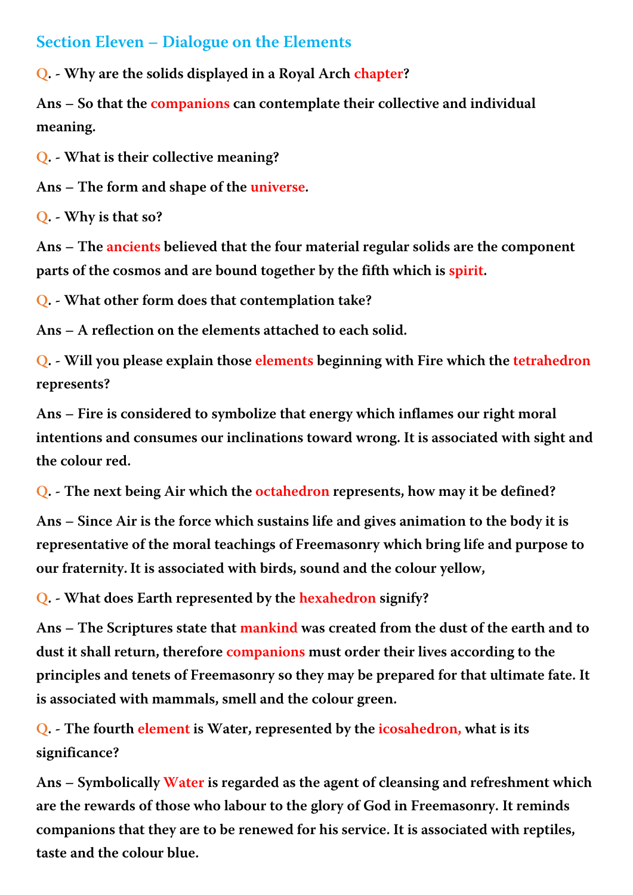## Section Eleven – Dialogue on the Elements

**Q. - Why are the solids displayed in a Royal Arch chapter?**

**Ans – So that the companions can contemplate their collective and individual meaning.**

**Q. - What is their collective meaning?**

**Ans – The form and shape of the universe.**

**Q. - Why is that so?**

**Ans – The ancients believed that the four material regular solids are the component parts of the cosmos and are bound together by the fifth which is spirit.**

**Q. - What other form does that contemplation take?**

**Ans – A reflection on the elements attached to each solid.**

**Q. - Will you please explain those elements beginning with Fire which the tetrahedron represents?**

**Ans – Fire is considered to symbolize that energy which inflames our right moral intentions and consumes our inclinations toward wrong. It is associated with sight and the colour red.**

**Q. - The next being Air which the octahedron represents, how may it be defined?**

**Ans – Since Air is the force which sustains life and gives animation to the body it is representative of the moral teachings of Freemasonry which bring life and purpose to our fraternity. It is associated with birds, sound and the colour yellow,**

**Q. - What does Earth represented by the hexahedron signify?**

**Ans – The Scriptures state that mankind was created from the dust of the earth and to dust it shall return, therefore companions must order their lives according to the principles and tenets of Freemasonry so they may be prepared for that ultimate fate. It is associated with mammals, smell and the colour green.**

**Q. - The fourth element is Water, represented by the icosahedron, what is its significance?**

**Ans – Symbolically Water is regarded as the agent of cleansing and refreshment which are the rewards of those who labour to the glory of God in Freemasonry. It reminds companions that they are to be renewed for his service. It is associated with reptiles, taste and the colour blue.**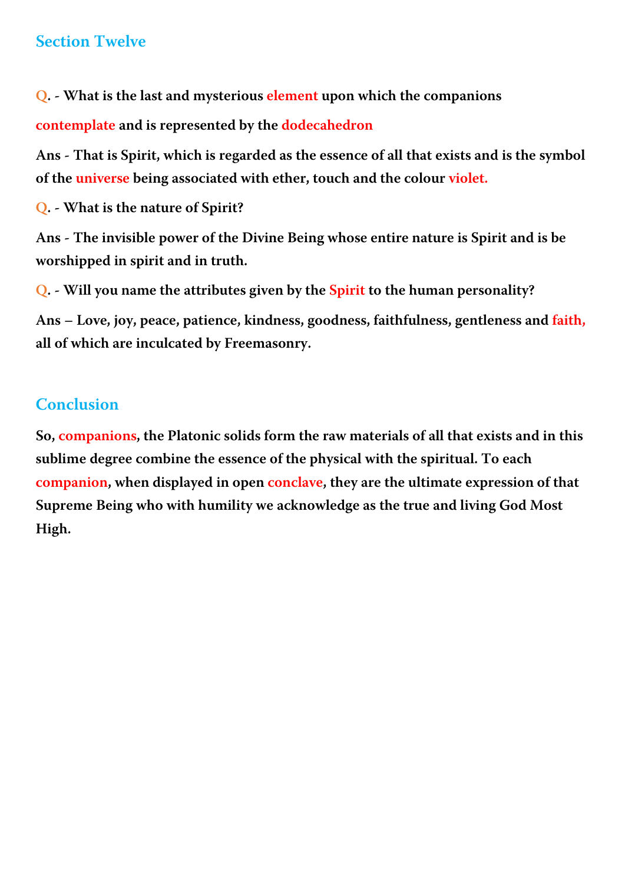## Section Twelve

**Q. - What is the last and mysterious element upon which the companions contemplate and is represented by the dodecahedron**

**Ans - That is Spirit, which is regarded as the essence of all that exists and is the symbol of the universe being associated with ether, touch and the colour violet.**

**Q. - What is the nature of Spirit?**

**Ans - The invisible power of the Divine Being whose entire nature is Spirit and is be worshipped in spirit and in truth.**

**Q. - Will you name the attributes given by the Spirit to the human personality?**

**Ans – Love, joy, peace, patience, kindness, goodness, faithfulness, gentleness and faith, all of which are inculcated by Freemasonry.**

## Conclusion

**So, companions, the Platonic solids form the raw materials of all that exists and in this sublime degree combine the essence of the physical with the spiritual. To each companion, when displayed in open conclave, they are the ultimate expression of that Supreme Being who with humility we acknowledge as the true and living God Most High.**